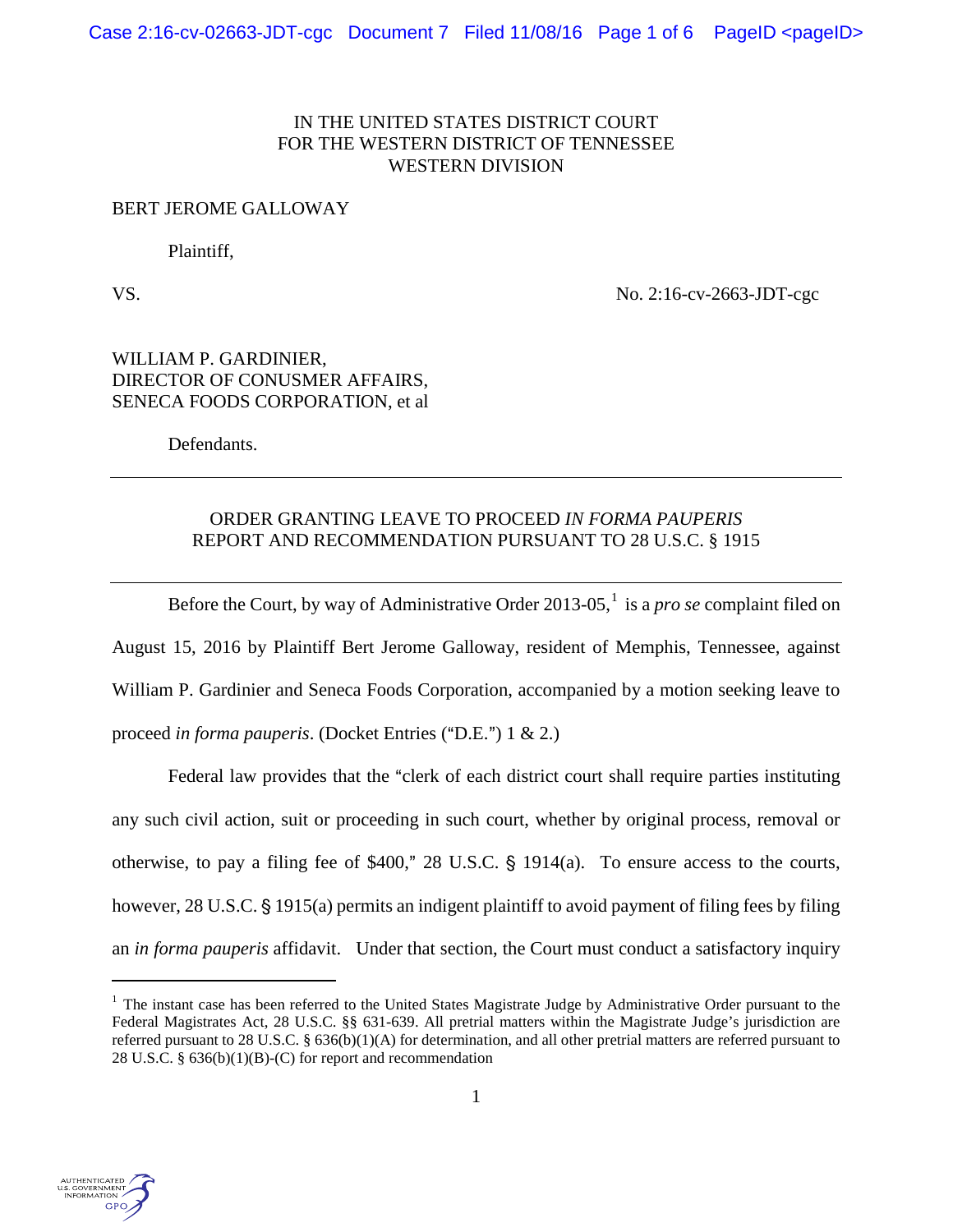IN THE UNITED STATES DISTRICT COURT
FOR THE WESTERN DISTRICT OF TENNESSEE
WESTERN DIVISION

BERT JEROME GALLOWAY

Plaintiff,

VS. No. 2:16-cv-2663-JDT-cgc

WILLIAM P. GARDINIER,
DIRECTOR OF CONUSMER AFFAIRS,
SENECA FOODS CORPORATION, et al

Defendants.

---

ORDER GRANTING LEAVE TO PROCEED *IN FORMA PAUPERIS*
REPORT AND RECOMMENDATION PURSUANT TO 28 U.S.C. § 1915

---

Before the Court, by way of Administrative Order 2013-05,[1] is a *pro se* complaint filed on August 15, 2016 by Plaintiff Bert Jerome Galloway, resident of Memphis, Tennessee, against William P. Gardinier and Seneca Foods Corporation, accompanied by a motion seeking leave to proceed *in forma pauperis*. (Docket Entries ("D.E.") 1 & 2.)

Federal law provides that the "clerk of each district court shall require parties instituting any such civil action, suit or proceeding in such court, whether by original process, removal or otherwise, to pay a filing fee of $400," 28 U.S.C. § 1914(a). To ensure access to the courts, however, 28 U.S.C. § 1915(a) permits an indigent plaintiff to avoid payment of filing fees by filing an *in forma pauperis* affidavit. Under that section, the Court must conduct a satisfactory inquiry

[1] The instant case has been referred to the United States Magistrate Judge by Administrative Order pursuant to the Federal Magistrates Act, 28 U.S.C. §§ 631-639. All pretrial matters within the Magistrate Judge's jurisdiction are referred pursuant to 28 U.S.C. § 636(b)(1)(A) for determination, and all other pretrial matters are referred pursuant to 28 U.S.C. § 636(b)(1)(B)-(C) for report and recommendation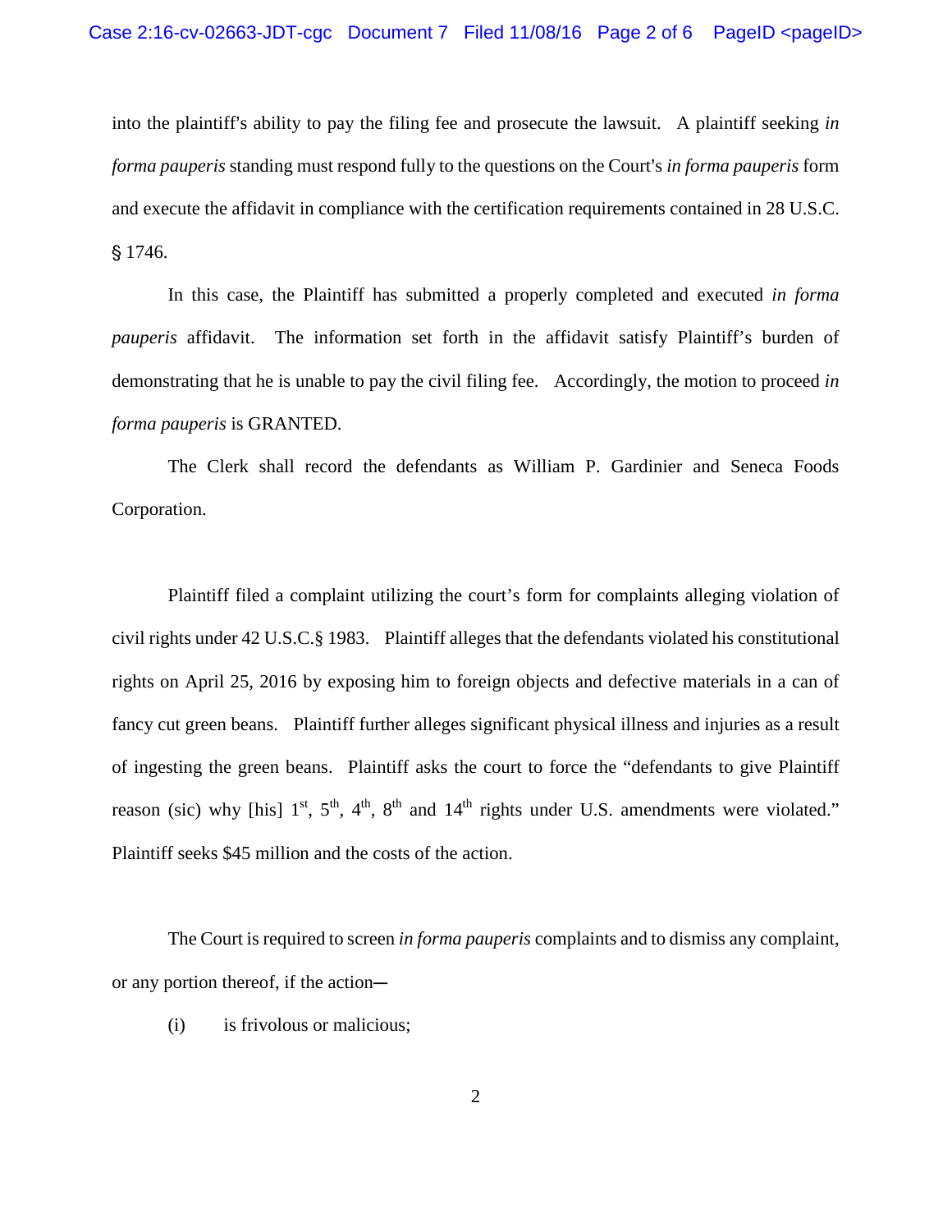into the plaintiff's ability to pay the filing fee and prosecute the lawsuit. A plaintiff seeking *in forma pauperis* standing must respond fully to the questions on the Court's *in forma pauperis* form and execute the affidavit in compliance with the certification requirements contained in 28 U.S.C. § 1746.

In this case, the Plaintiff has submitted a properly completed and executed *in forma pauperis* affidavit. The information set forth in the affidavit satisfy Plaintiff's burden of demonstrating that he is unable to pay the civil filing fee. Accordingly, the motion to proceed *in forma pauperis* is GRANTED.

The Clerk shall record the defendants as William P. Gardinier and Seneca Foods Corporation.

Plaintiff filed a complaint utilizing the court's form for complaints alleging violation of civil rights under 42 U.S.C.§ 1983. Plaintiff alleges that the defendants violated his constitutional rights on April 25, 2016 by exposing him to foreign objects and defective materials in a can of fancy cut green beans. Plaintiff further alleges significant physical illness and injuries as a result of ingesting the green beans. Plaintiff asks the court to force the "defendants to give Plaintiff reason (sic) why [his] 1st, 5th, 4th, 8th and 14th rights under U.S. amendments were violated." Plaintiff seeks $45 million and the costs of the action.

The Court is required to screen *in forma pauperis* complaints and to dismiss any complaint, or any portion thereof, if the action—

(i) is frivolous or malicious;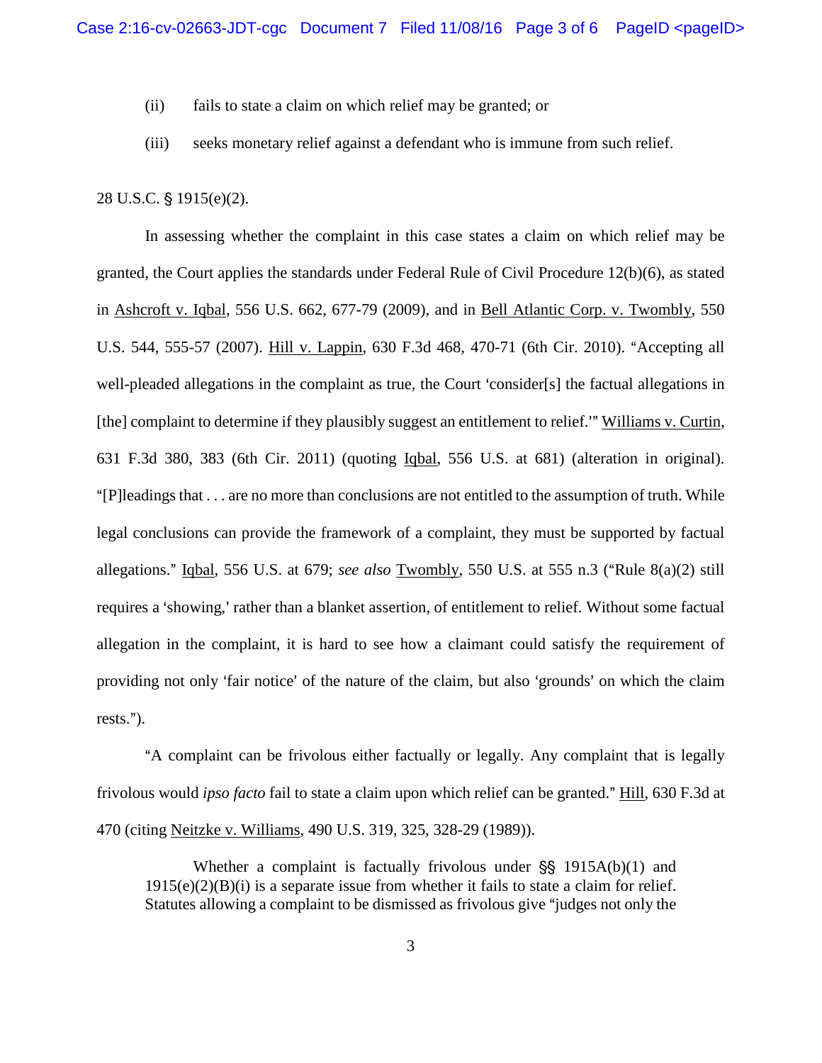(ii) fails to state a claim on which relief may be granted; or

(iii) seeks monetary relief against a defendant who is immune from such relief.

28 U.S.C. § 1915(e)(2).

In assessing whether the complaint in this case states a claim on which relief may be granted, the Court applies the standards under Federal Rule of Civil Procedure 12(b)(6), as stated in Ashcroft v. Iqbal, 556 U.S. 662, 677-79 (2009), and in Bell Atlantic Corp. v. Twombly, 550 U.S. 544, 555-57 (2007). Hill v. Lappin, 630 F.3d 468, 470-71 (6th Cir. 2010). "Accepting all well-pleaded allegations in the complaint as true, the Court 'consider[s] the factual allegations in [the] complaint to determine if they plausibly suggest an entitlement to relief.'" Williams v. Curtin, 631 F.3d 380, 383 (6th Cir. 2011) (quoting Iqbal, 556 U.S. at 681) (alteration in original). "[P]leadings that . . . are no more than conclusions are not entitled to the assumption of truth. While legal conclusions can provide the framework of a complaint, they must be supported by factual allegations." Iqbal, 556 U.S. at 679; *see also* Twombly, 550 U.S. at 555 n.3 ("Rule 8(a)(2) still requires a 'showing,' rather than a blanket assertion, of entitlement to relief. Without some factual allegation in the complaint, it is hard to see how a claimant could satisfy the requirement of providing not only 'fair notice' of the nature of the claim, but also 'grounds' on which the claim rests.").

"A complaint can be frivolous either factually or legally. Any complaint that is legally frivolous would *ipso facto* fail to state a claim upon which relief can be granted." Hill, 630 F.3d at 470 (citing Neitzke v. Williams, 490 U.S. 319, 325, 328-29 (1989)).

> Whether a complaint is factually frivolous under §§ 1915A(b)(1) and 1915(e)(2)(B)(i) is a separate issue from whether it fails to state a claim for relief. Statutes allowing a complaint to be dismissed as frivolous give "judges not only the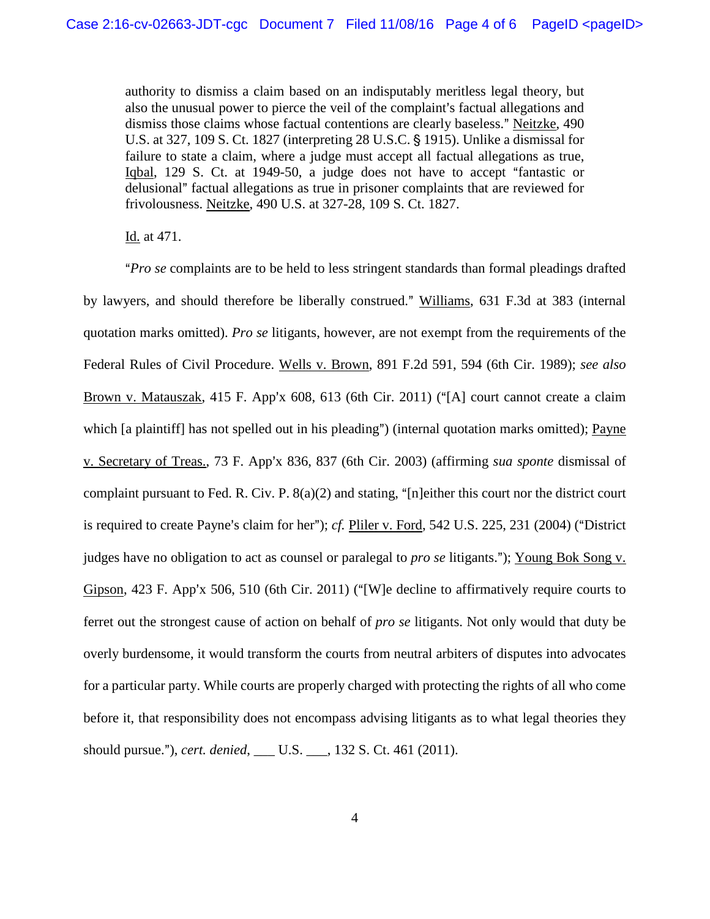> authority to dismiss a claim based on an indisputably meritless legal theory, but also the unusual power to pierce the veil of the complaint's factual allegations and dismiss those claims whose factual contentions are clearly baseless." Neitzke, 490 U.S. at 327, 109 S. Ct. 1827 (interpreting 28 U.S.C. § 1915). Unlike a dismissal for failure to state a claim, where a judge must accept all factual allegations as true, Iqbal, 129 S. Ct. at 1949-50, a judge does not have to accept "fantastic or delusional" factual allegations as true in prisoner complaints that are reviewed for frivolousness. Neitzke, 490 U.S. at 327-28, 109 S. Ct. 1827.
>
> Id. at 471.

"*Pro se* complaints are to be held to less stringent standards than formal pleadings drafted by lawyers, and should therefore be liberally construed." Williams, 631 F.3d at 383 (internal quotation marks omitted). *Pro se* litigants, however, are not exempt from the requirements of the Federal Rules of Civil Procedure. Wells v. Brown, 891 F.2d 591, 594 (6th Cir. 1989); *see also* Brown v. Matauszak, 415 F. App'x 608, 613 (6th Cir. 2011) ("[A] court cannot create a claim which [a plaintiff] has not spelled out in his pleading") (internal quotation marks omitted); Payne v. Secretary of Treas., 73 F. App'x 836, 837 (6th Cir. 2003) (affirming *sua sponte* dismissal of complaint pursuant to Fed. R. Civ. P. 8(a)(2) and stating, "[n]either this court nor the district court is required to create Payne's claim for her"); *cf.* Pliler v. Ford, 542 U.S. 225, 231 (2004) ("District judges have no obligation to act as counsel or paralegal to *pro se* litigants."); Young Bok Song v. Gipson, 423 F. App'x 506, 510 (6th Cir. 2011) ("[W]e decline to affirmatively require courts to ferret out the strongest cause of action on behalf of *pro se* litigants. Not only would that duty be overly burdensome, it would transform the courts from neutral arbiters of disputes into advocates for a particular party. While courts are properly charged with protecting the rights of all who come before it, that responsibility does not encompass advising litigants as to what legal theories they should pursue."), *cert. denied*, ___ U.S. ___, 132 S. Ct. 461 (2011).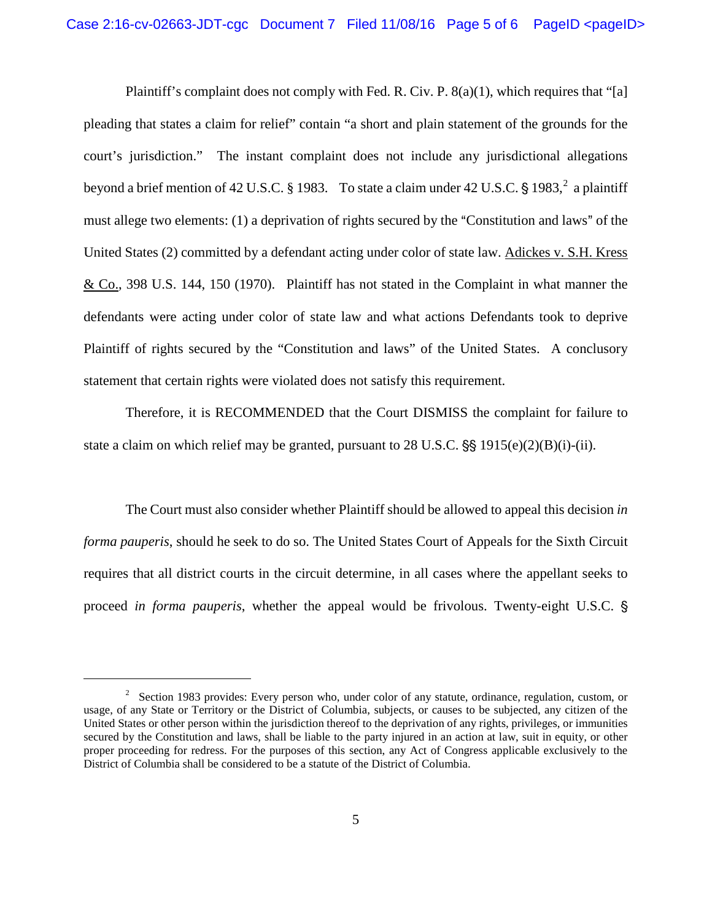Plaintiff's complaint does not comply with Fed. R. Civ. P. 8(a)(1), which requires that "[a] pleading that states a claim for relief" contain "a short and plain statement of the grounds for the court's jurisdiction." The instant complaint does not include any jurisdictional allegations beyond a brief mention of 42 U.S.C. § 1983. To state a claim under 42 U.S.C. § 1983,[2] a plaintiff must allege two elements: (1) a deprivation of rights secured by the "Constitution and laws" of the United States (2) committed by a defendant acting under color of state law. Adickes v. S.H. Kress & Co., 398 U.S. 144, 150 (1970). Plaintiff has not stated in the Complaint in what manner the defendants were acting under color of state law and what actions Defendants took to deprive Plaintiff of rights secured by the "Constitution and laws" of the United States. A conclusory statement that certain rights were violated does not satisfy this requirement.

Therefore, it is RECOMMENDED that the Court DISMISS the complaint for failure to state a claim on which relief may be granted, pursuant to 28 U.S.C. §§ 1915(e)(2)(B)(i)-(ii).

The Court must also consider whether Plaintiff should be allowed to appeal this decision *in forma pauperis*, should he seek to do so. The United States Court of Appeals for the Sixth Circuit requires that all district courts in the circuit determine, in all cases where the appellant seeks to proceed *in forma pauperis*, whether the appeal would be frivolous. Twenty-eight U.S.C. §

---

[2] Section 1983 provides: Every person who, under color of any statute, ordinance, regulation, custom, or usage, of any State or Territory or the District of Columbia, subjects, or causes to be subjected, any citizen of the United States or other person within the jurisdiction thereof to the deprivation of any rights, privileges, or immunities secured by the Constitution and laws, shall be liable to the party injured in an action at law, suit in equity, or other proper proceeding for redress. For the purposes of this section, any Act of Congress applicable exclusively to the District of Columbia shall be considered to be a statute of the District of Columbia.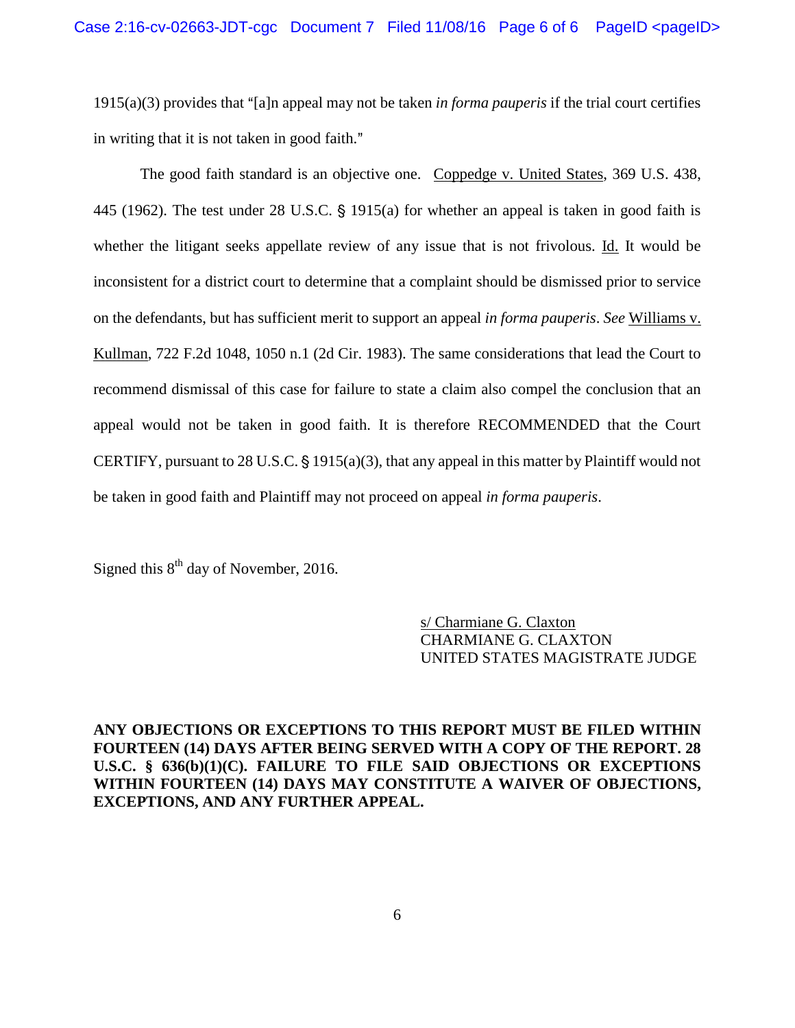1915(a)(3) provides that "[a]n appeal may not be taken *in forma pauperis* if the trial court certifies in writing that it is not taken in good faith."

The good faith standard is an objective one. Coppedge v. United States, 369 U.S. 438, 445 (1962). The test under 28 U.S.C. § 1915(a) for whether an appeal is taken in good faith is whether the litigant seeks appellate review of any issue that is not frivolous. Id. It would be inconsistent for a district court to determine that a complaint should be dismissed prior to service on the defendants, but has sufficient merit to support an appeal *in forma pauperis*. *See* Williams v. Kullman, 722 F.2d 1048, 1050 n.1 (2d Cir. 1983). The same considerations that lead the Court to recommend dismissal of this case for failure to state a claim also compel the conclusion that an appeal would not be taken in good faith. It is therefore RECOMMENDED that the Court CERTIFY, pursuant to 28 U.S.C. § 1915(a)(3), that any appeal in this matter by Plaintiff would not be taken in good faith and Plaintiff may not proceed on appeal *in forma pauperis*.

Signed this 8th day of November, 2016.

s/ Charmiane G. Claxton
CHARMIANE G. CLAXTON
UNITED STATES MAGISTRATE JUDGE

**ANY OBJECTIONS OR EXCEPTIONS TO THIS REPORT MUST BE FILED WITHIN FOURTEEN (14) DAYS AFTER BEING SERVED WITH A COPY OF THE REPORT. 28 U.S.C. § 636(b)(1)(C). FAILURE TO FILE SAID OBJECTIONS OR EXCEPTIONS WITHIN FOURTEEN (14) DAYS MAY CONSTITUTE A WAIVER OF OBJECTIONS, EXCEPTIONS, AND ANY FURTHER APPEAL.**